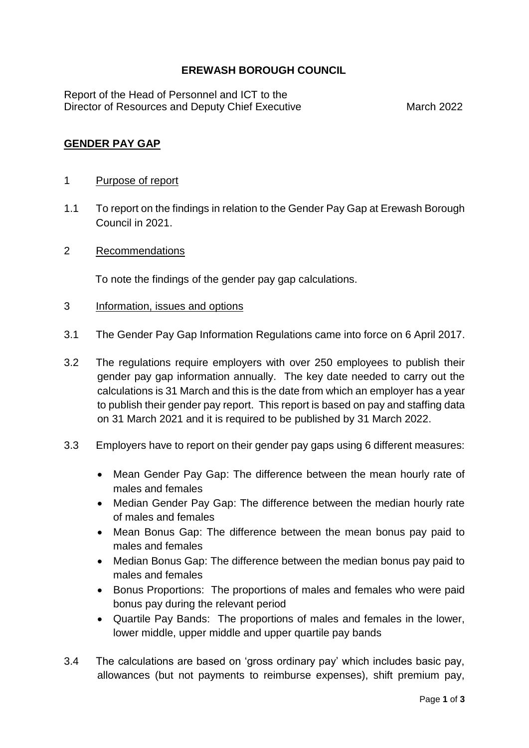**EREWASH BOROUGH COUNCIL**

Report of the Head of Personnel and ICT to the Director of Resources and Deputy Chief Executive — March 2022

## GENDER PAY GAP

1 Purpose of report

1.1 To report on the findings in relation to the Gender Pay Gap at Erewash Borough Council in 2021.

2 Recommendations

To note the findings of the gender pay gap calculations.

3 Information, issues and options

3.1 The Gender Pay Gap Information Regulations came into force on 6 April 2017.

3.2 The regulations require employers with over 250 employees to publish their gender pay gap information annually. The key date needed to carry out the calculations is 31 March and this is the date from which an employer has a year to publish their gender pay report. This report is based on pay and staffing data on 31 March 2021 and it is required to be published by 31 March 2022.

3.3 Employers have to report on their gender pay gaps using 6 different measures:

- Mean Gender Pay Gap: The difference between the mean hourly rate of males and females
- Median Gender Pay Gap: The difference between the median hourly rate of males and females
- Mean Bonus Gap: The difference between the mean bonus pay paid to males and females
- Median Bonus Gap: The difference between the median bonus pay paid to males and females
- Bonus Proportions: The proportions of males and females who were paid bonus pay during the relevant period
- Quartile Pay Bands: The proportions of males and females in the lower, lower middle, upper middle and upper quartile pay bands

3.4 The calculations are based on 'gross ordinary pay' which includes basic pay, allowances (but not payments to reimburse expenses), shift premium pay,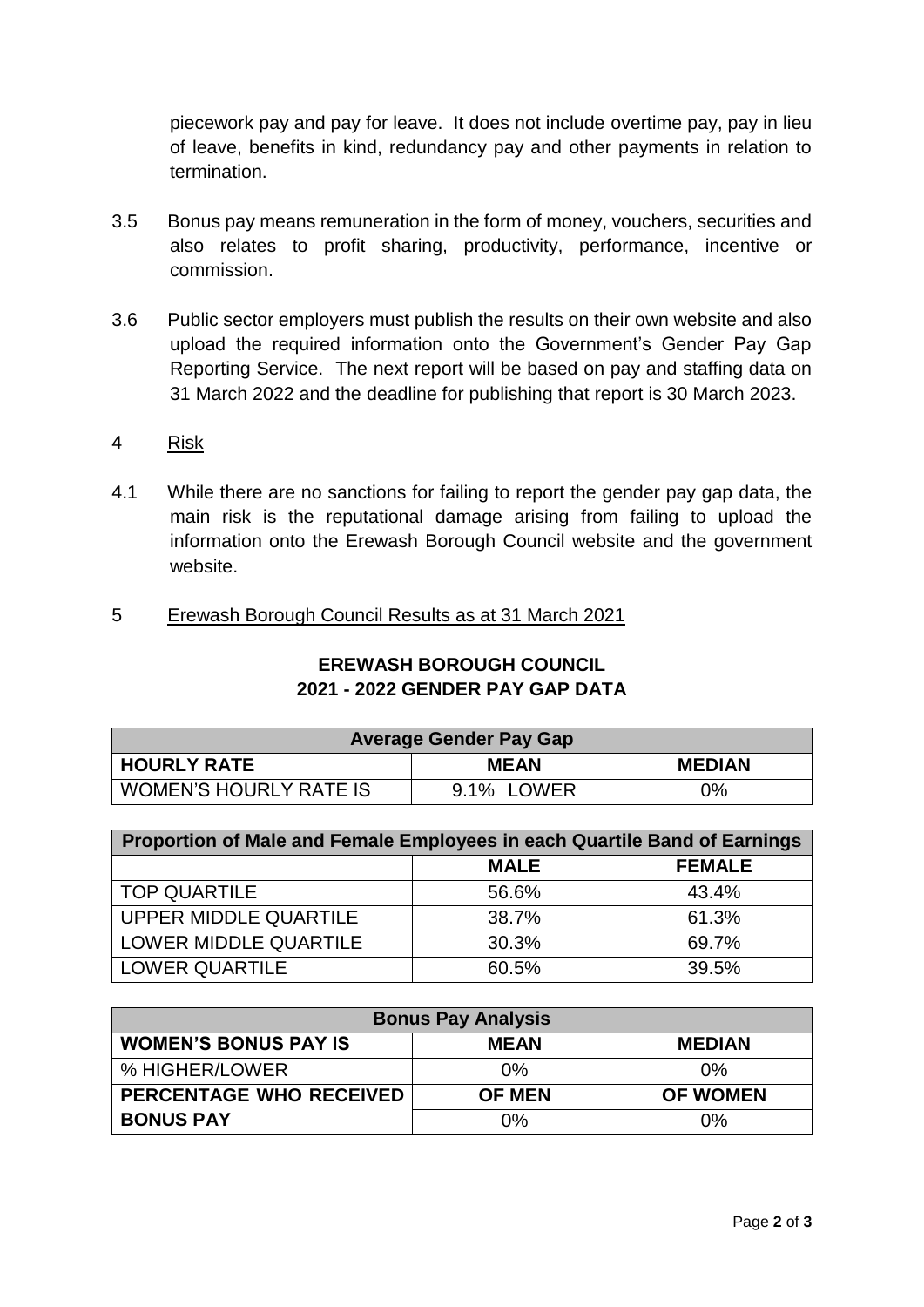piecework pay and pay for leave. It does not include overtime pay, pay in lieu of leave, benefits in kind, redundancy pay and other payments in relation to termination.

3.5 Bonus pay means remuneration in the form of money, vouchers, securities and also relates to profit sharing, productivity, performance, incentive or commission.

3.6 Public sector employers must publish the results on their own website and also upload the required information onto the Government's Gender Pay Gap Reporting Service. The next report will be based on pay and staffing data on 31 March 2022 and the deadline for publishing that report is 30 March 2023.

4 Risk

4.1 While there are no sanctions for failing to report the gender pay gap data, the main risk is the reputational damage arising from failing to upload the information onto the Erewash Borough Council website and the government website.

5 Erewash Borough Council Results as at 31 March 2021

**EREWASH BOROUGH COUNCIL**
**2021 - 2022 GENDER PAY GAP DATA**

| Average Gender Pay Gap | | |
|---|---|---|
| **HOURLY RATE** | **MEAN** | **MEDIAN** |
| WOMEN'S HOURLY RATE IS | 9.1% LOWER | 0% |

| Proportion of Male and Female Employees in each Quartile Band of Earnings | | |
|---|---|---|
| | **MALE** | **FEMALE** |
| TOP QUARTILE | 56.6% | 43.4% |
| UPPER MIDDLE QUARTILE | 38.7% | 61.3% |
| LOWER MIDDLE QUARTILE | 30.3% | 69.7% |
| LOWER QUARTILE | 60.5% | 39.5% |

| Bonus Pay Analysis | | |
|---|---|---|
| **WOMEN'S BONUS PAY IS** | **MEAN** | **MEDIAN** |
| % HIGHER/LOWER | 0% | 0% |
| **PERCENTAGE WHO RECEIVED BONUS PAY** | **OF MEN** | **OF WOMEN** |
| | 0% | 0% |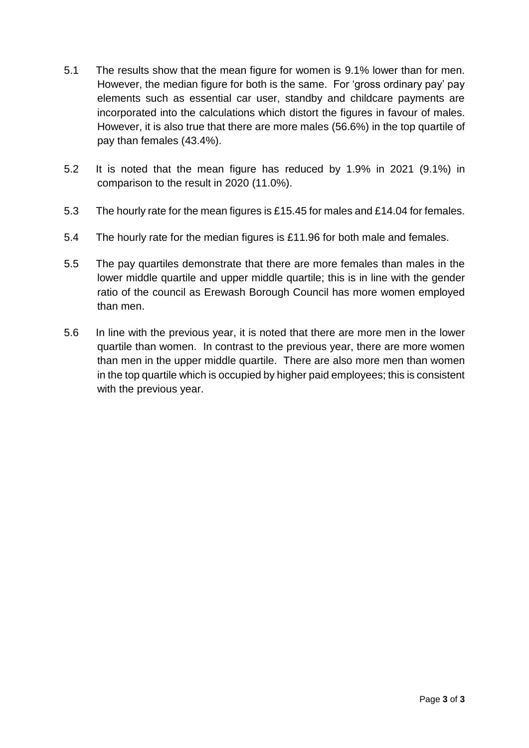5.1 The results show that the mean figure for women is 9.1% lower than for men. However, the median figure for both is the same. For 'gross ordinary pay' pay elements such as essential car user, standby and childcare payments are incorporated into the calculations which distort the figures in favour of males. However, it is also true that there are more males (56.6%) in the top quartile of pay than females (43.4%).

5.2 It is noted that the mean figure has reduced by 1.9% in 2021 (9.1%) in comparison to the result in 2020 (11.0%).

5.3 The hourly rate for the mean figures is £15.45 for males and £14.04 for females.

5.4 The hourly rate for the median figures is £11.96 for both male and females.

5.5 The pay quartiles demonstrate that there are more females than males in the lower middle quartile and upper middle quartile; this is in line with the gender ratio of the council as Erewash Borough Council has more women employed than men.

5.6 In line with the previous year, it is noted that there are more men in the lower quartile than women. In contrast to the previous year, there are more women than men in the upper middle quartile. There are also more men than women in the top quartile which is occupied by higher paid employees; this is consistent with the previous year.